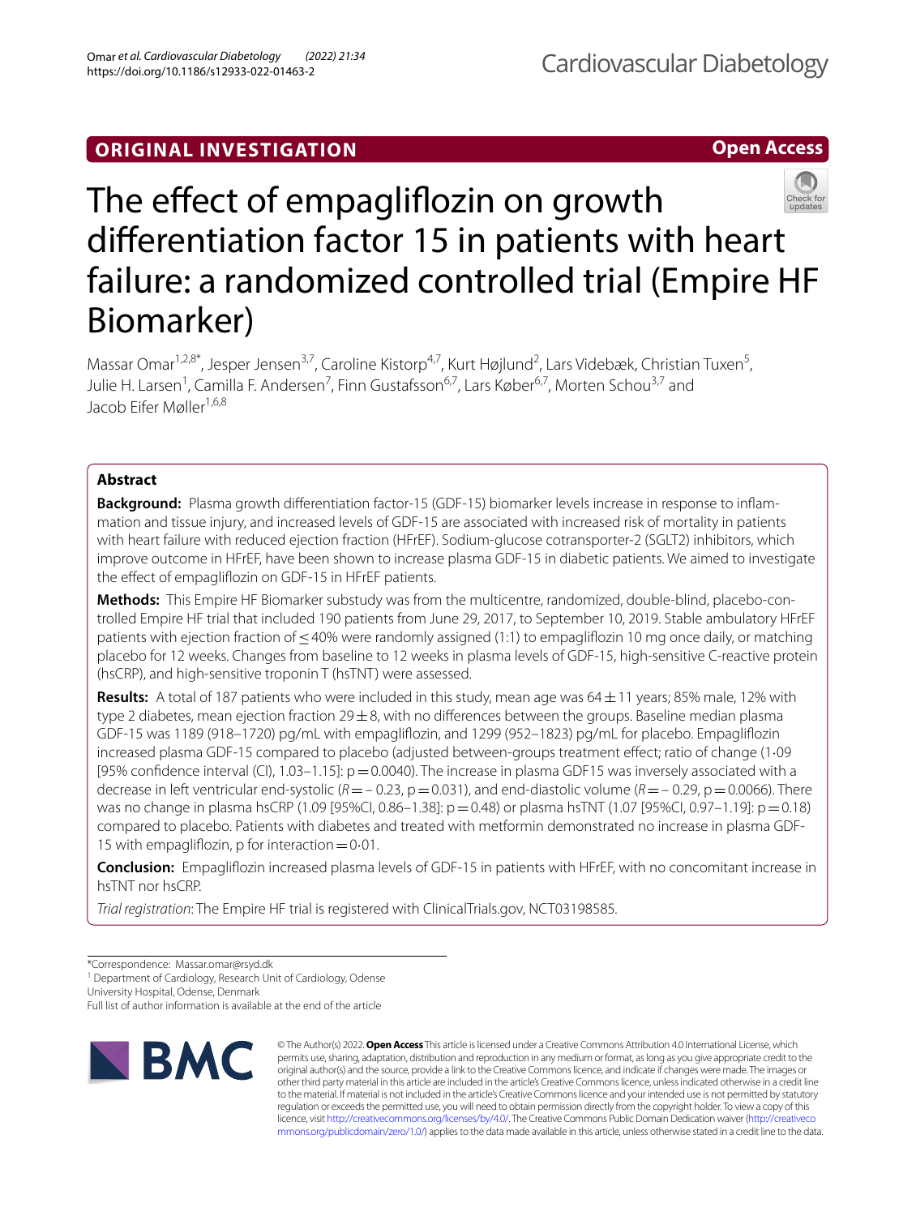ORIGINAL INVESTIGATION

Open Access

# The effect of empagliflozin on growth differentiation factor 15 in patients with heart failure: a randomized controlled trial (Empire HF Biomarker)

Massar Omar[1,2,8*], Jesper Jensen[3,7], Caroline Kistorp[4,7], Kurt Højlund[2], Lars Videbæk, Christian Tuxen[5], Julie H. Larsen[1], Camilla F. Andersen[7], Finn Gustafsson[6,7], Lars Køber[6,7], Morten Schou[3,7] and Jacob Eifer Møller[1,6,8]

## Abstract

**Background:** Plasma growth differentiation factor-15 (GDF-15) biomarker levels increase in response to inflammation and tissue injury, and increased levels of GDF-15 are associated with increased risk of mortality in patients with heart failure with reduced ejection fraction (HFrEF). Sodium-glucose cotransporter-2 (SGLT2) inhibitors, which improve outcome in HFrEF, have been shown to increase plasma GDF-15 in diabetic patients. We aimed to investigate the effect of empagliflozin on GDF-15 in HFrEF patients.

**Methods:** This Empire HF Biomarker substudy was from the multicentre, randomized, double-blind, placebo-controlled Empire HF trial that included 190 patients from June 29, 2017, to September 10, 2019. Stable ambulatory HFrEF patients with ejection fraction of ≤ 40% were randomly assigned (1:1) to empagliflozin 10 mg once daily, or matching placebo for 12 weeks. Changes from baseline to 12 weeks in plasma levels of GDF-15, high-sensitive C-reactive protein (hsCRP), and high-sensitive troponin T (hsTNT) were assessed.

**Results:** A total of 187 patients who were included in this study, mean age was 64 ± 11 years; 85% male, 12% with type 2 diabetes, mean ejection fraction 29 ± 8, with no differences between the groups. Baseline median plasma GDF-15 was 1189 (918–1720) pg/mL with empagliflozin, and 1299 (952–1823) pg/mL for placebo. Empagliflozin increased plasma GDF-15 compared to placebo (adjusted between-groups treatment effect; ratio of change (1·09 [95% confidence interval (CI), 1.03–1.15]: $p = 0.0040$). The increase in plasma GDF15 was inversely associated with a decrease in left ventricular end-systolic ($R = -0.23$, $p = 0.031$), and end-diastolic volume ($R = -0.29$, $p = 0.0066$). There was no change in plasma hsCRP (1.09 [95%CI, 0.86–1.38]: $p = 0.48$) or plasma hsTNT (1.07 [95%CI, 0.97–1.19]: $p = 0.18$) compared to placebo. Patients with diabetes and treated with metformin demonstrated no increase in plasma GDF-15 with empagliflozin, p for interaction = 0·01.

**Conclusion:** Empagliflozin increased plasma levels of GDF-15 in patients with HFrEF, with no concomitant increase in hsTNT nor hsCRP.

*Trial registration*: The Empire HF trial is registered with ClinicalTrials.gov, NCT03198585.

*Correspondence: Massar.omar@rsyd.dk
[1] Department of Cardiology, Research Unit of Cardiology, Odense University Hospital, Odense, Denmark
Full list of author information is available at the end of the article

© The Author(s) 2022. **Open Access** This article is licensed under a Creative Commons Attribution 4.0 International License, which permits use, sharing, adaptation, distribution and reproduction in any medium or format, as long as you give appropriate credit to the original author(s) and the source, provide a link to the Creative Commons licence, and indicate if changes were made. The images or other third party material in this article are included in the article's Creative Commons licence, unless indicated otherwise in a credit line to the material. If material is not included in the article's Creative Commons licence and your intended use is not permitted by statutory regulation or exceeds the permitted use, you will need to obtain permission directly from the copyright holder. To view a copy of this licence, visit http://creativecommons.org/licenses/by/4.0/. The Creative Commons Public Domain Dedication waiver (http://creativecommons.org/publicdomain/zero/1.0/) applies to the data made available in this article, unless otherwise stated in a credit line to the data.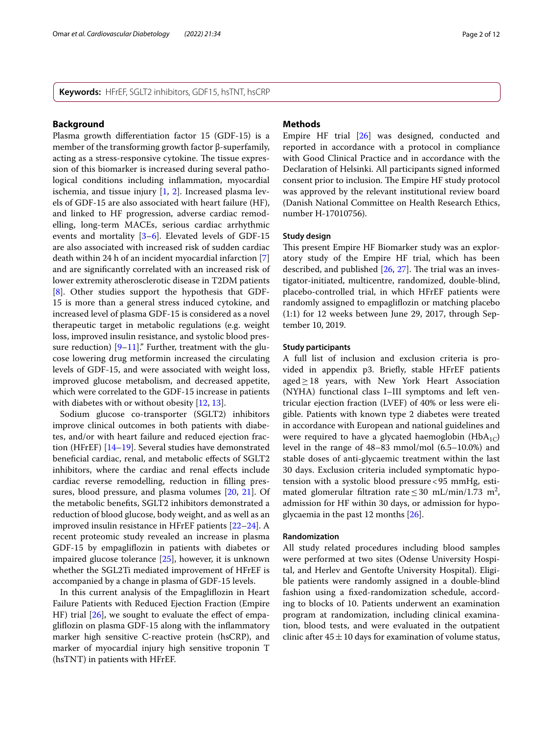**Keywords:** HFrEF, SGLT2 inhibitors, GDF15, hsTNT, hsCRP

## Background

Plasma growth differentiation factor 15 (GDF-15) is a member of the transforming growth factor β-superfamily, acting as a stress-responsive cytokine. The tissue expression of this biomarker is increased during several pathological conditions including inflammation, myocardial ischemia, and tissue injury [1, 2]. Increased plasma levels of GDF-15 are also associated with heart failure (HF), and linked to HF progression, adverse cardiac remodelling, long-term MACEs, serious cardiac arrhythmic events and mortality [3–6]. Elevated levels of GDF-15 are also associated with increased risk of sudden cardiac death within 24 h of an incident myocardial infarction [7] and are significantly correlated with an increased risk of lower extremity atherosclerotic disease in T2DM patients [8]. Other studies support the hypothesis that GDF-15 is more than a general stress induced cytokine, and increased level of plasma GDF-15 is considered as a novel therapeutic target in metabolic regulations (e.g. weight loss, improved insulin resistance, and systolic blood pressure reduction) [9–11]." Further, treatment with the glucose lowering drug metformin increased the circulating levels of GDF-15, and were associated with weight loss, improved glucose metabolism, and decreased appetite, which were correlated to the GDF-15 increase in patients with diabetes with or without obesity [12, 13].

Sodium glucose co-transporter (SGLT2) inhibitors improve clinical outcomes in both patients with diabetes, and/or with heart failure and reduced ejection fraction (HFrEF) [14–19]. Several studies have demonstrated beneficial cardiac, renal, and metabolic effects of SGLT2 inhibitors, where the cardiac and renal effects include cardiac reverse remodelling, reduction in filling pressures, blood pressure, and plasma volumes [20, 21]. Of the metabolic benefits, SGLT2 inhibitors demonstrated a reduction of blood glucose, body weight, and as well as an improved insulin resistance in HFrEF patients [22–24]. A recent proteomic study revealed an increase in plasma GDF-15 by empagliflozin in patients with diabetes or impaired glucose tolerance [25], however, it is unknown whether the SGL2Ti mediated improvement of HFrEF is accompanied by a change in plasma of GDF-15 levels.

In this current analysis of the Empagliflozin in Heart Failure Patients with Reduced Ejection Fraction (Empire HF) trial [26], we sought to evaluate the effect of empagliflozin on plasma GDF-15 along with the inflammatory marker high sensitive C-reactive protein (hsCRP), and marker of myocardial injury high sensitive troponin T (hsTNT) in patients with HFrEF.

## Methods

Empire HF trial [26] was designed, conducted and reported in accordance with a protocol in compliance with Good Clinical Practice and in accordance with the Declaration of Helsinki. All participants signed informed consent prior to inclusion. The Empire HF study protocol was approved by the relevant institutional review board (Danish National Committee on Health Research Ethics, number H-17010756).

### Study design

This present Empire HF Biomarker study was an exploratory study of the Empire HF trial, which has been described, and published [26, 27]. The trial was an investigator-initiated, multicentre, randomized, double-blind, placebo-controlled trial, in which HFrEF patients were randomly assigned to empagliflozin or matching placebo (1:1) for 12 weeks between June 29, 2017, through September 10, 2019.

### Study participants

A full list of inclusion and exclusion criteria is provided in appendix p3. Briefly, stable HFrEF patients aged ≥ 18 years, with New York Heart Association (NYHA) functional class I–III symptoms and left ventricular ejection fraction (LVEF) of 40% or less were eligible. Patients with known type 2 diabetes were treated in accordance with European and national guidelines and were required to have a glycated haemoglobin ($HbA_{1C}$) level in the range of 48–83 mmol/mol (6.5–10.0%) and stable doses of anti-glycaemic treatment within the last 30 days. Exclusion criteria included symptomatic hypotension with a systolic blood pressure < 95 mmHg, estimated glomerular filtration rate ≤ 30 mL/min/1.73 $m^2$, admission for HF within 30 days, or admission for hypoglycaemia in the past 12 months [26].

### Randomization

All study related procedures including blood samples were performed at two sites (Odense University Hospital, and Herlev and Gentofte University Hospital). Eligible patients were randomly assigned in a double-blind fashion using a fixed-randomization schedule, according to blocks of 10. Patients underwent an examination program at randomization, including clinical examination, blood tests, and were evaluated in the outpatient clinic after 45 ± 10 days for examination of volume status,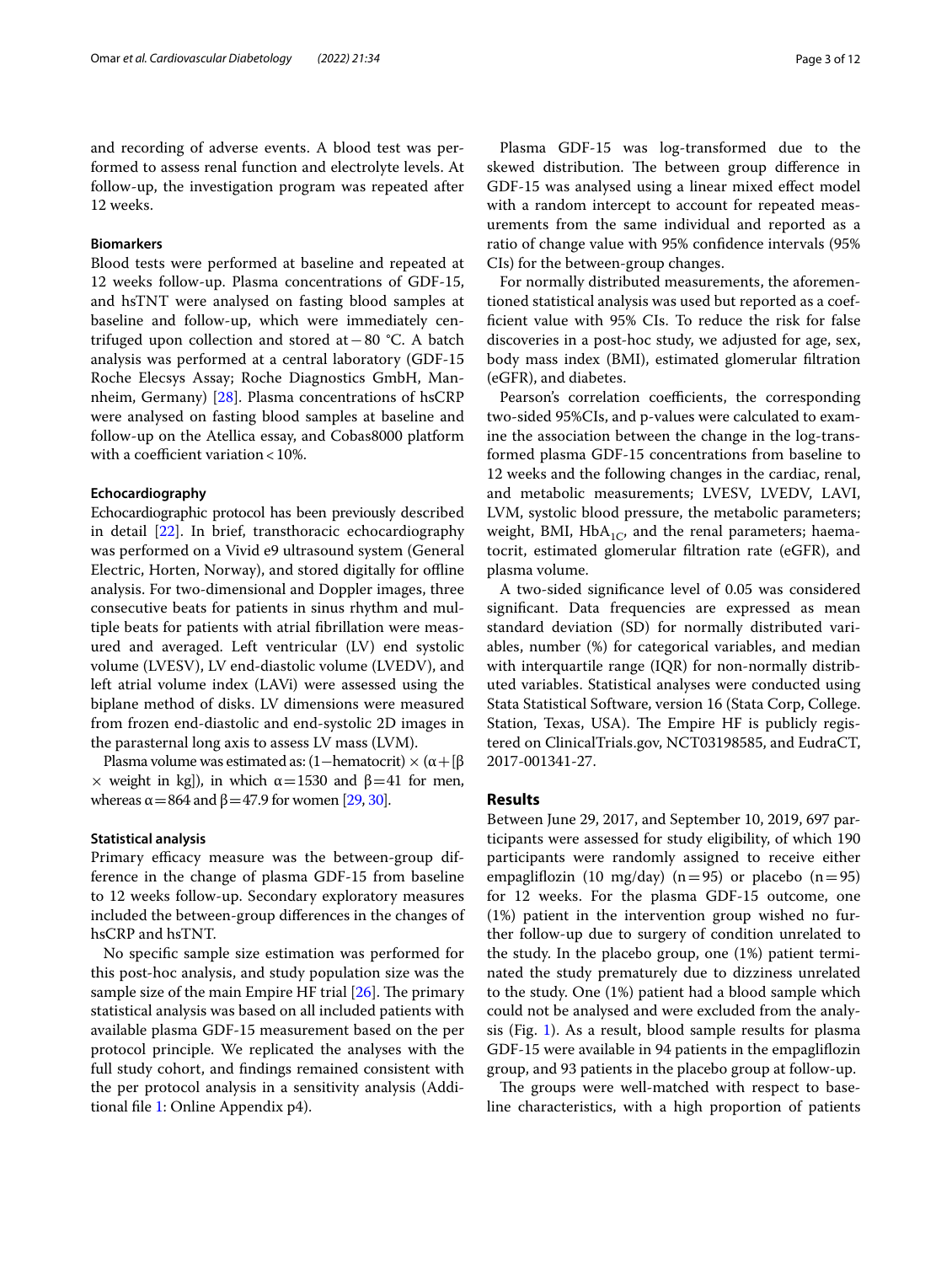and recording of adverse events. A blood test was performed to assess renal function and electrolyte levels. At follow-up, the investigation program was repeated after 12 weeks.

### Biomarkers

Blood tests were performed at baseline and repeated at 12 weeks follow-up. Plasma concentrations of GDF-15, and hsTNT were analysed on fasting blood samples at baseline and follow-up, which were immediately centrifuged upon collection and stored at − 80 °C. A batch analysis was performed at a central laboratory (GDF-15 Roche Elecsys Assay; Roche Diagnostics GmbH, Mannheim, Germany) [28]. Plasma concentrations of hsCRP were analysed on fasting blood samples at baseline and follow-up on the Atellica essay, and Cobas8000 platform with a coefficient variation < 10%.

### Echocardiography

Echocardiographic protocol has been previously described in detail [22]. In brief, transthoracic echocardiography was performed on a Vivid e9 ultrasound system (General Electric, Horten, Norway), and stored digitally for offline analysis. For two-dimensional and Doppler images, three consecutive beats for patients in sinus rhythm and multiple beats for patients with atrial fibrillation were measured and averaged. Left ventricular (LV) end systolic volume (LVESV), LV end-diastolic volume (LVEDV), and left atrial volume index (LAVi) were assessed using the biplane method of disks. LV dimensions were measured from frozen end-diastolic and end-systolic 2D images in the parasternal long axis to assess LV mass (LVM).

Plasma volume was estimated as: $(1-\text{hematocrit}) \times (\alpha + [\beta \times \text{weight in kg}])$, in which $\alpha = 1530$ and $\beta = 41$ for men, whereas $\alpha = 864$ and $\beta = 47.9$ for women [29, 30].

### Statistical analysis

Primary efficacy measure was the between-group difference in the change of plasma GDF-15 from baseline to 12 weeks follow-up. Secondary exploratory measures included the between-group differences in the changes of hsCRP and hsTNT.

No specific sample size estimation was performed for this post-hoc analysis, and study population size was the sample size of the main Empire HF trial [26]. The primary statistical analysis was based on all included patients with available plasma GDF-15 measurement based on the per protocol principle. We replicated the analyses with the full study cohort, and findings remained consistent with the per protocol analysis in a sensitivity analysis (Additional file 1: Online Appendix p4).

Plasma GDF-15 was log-transformed due to the skewed distribution. The between group difference in GDF-15 was analysed using a linear mixed effect model with a random intercept to account for repeated measurements from the same individual and reported as a ratio of change value with 95% confidence intervals (95% CIs) for the between-group changes.

For normally distributed measurements, the aforementioned statistical analysis was used but reported as a coefficient value with 95% CIs. To reduce the risk for false discoveries in a post-hoc study, we adjusted for age, sex, body mass index (BMI), estimated glomerular filtration (eGFR), and diabetes.

Pearson's correlation coefficients, the corresponding two-sided 95%CIs, and p-values were calculated to examine the association between the change in the log-transformed plasma GDF-15 concentrations from baseline to 12 weeks and the following changes in the cardiac, renal, and metabolic measurements; LVESV, LVEDV, LAVI, LVM, systolic blood pressure, the metabolic parameters; weight, BMI, $HbA_{1C}$, and the renal parameters; haematocrit, estimated glomerular filtration rate (eGFR), and plasma volume.

A two-sided significance level of 0.05 was considered significant. Data frequencies are expressed as mean standard deviation (SD) for normally distributed variables, number (%) for categorical variables, and median with interquartile range (IQR) for non-normally distributed variables. Statistical analyses were conducted using Stata Statistical Software, version 16 (Stata Corp, College. Station, Texas, USA). The Empire HF is publicly registered on ClinicalTrials.gov, NCT03198585, and EudraCT, 2017-001341-27.

## Results

Between June 29, 2017, and September 10, 2019, 697 participants were assessed for study eligibility, of which 190 participants were randomly assigned to receive either empagliflozin (10 mg/day) (n = 95) or placebo (n = 95) for 12 weeks. For the plasma GDF-15 outcome, one (1%) patient in the intervention group wished no further follow-up due to surgery of condition unrelated to the study. In the placebo group, one (1%) patient terminated the study prematurely due to dizziness unrelated to the study. One (1%) patient had a blood sample which could not be analysed and were excluded from the analysis (Fig. 1). As a result, blood sample results for plasma GDF-15 were available in 94 patients in the empagliflozin group, and 93 patients in the placebo group at follow-up.

The groups were well-matched with respect to baseline characteristics, with a high proportion of patients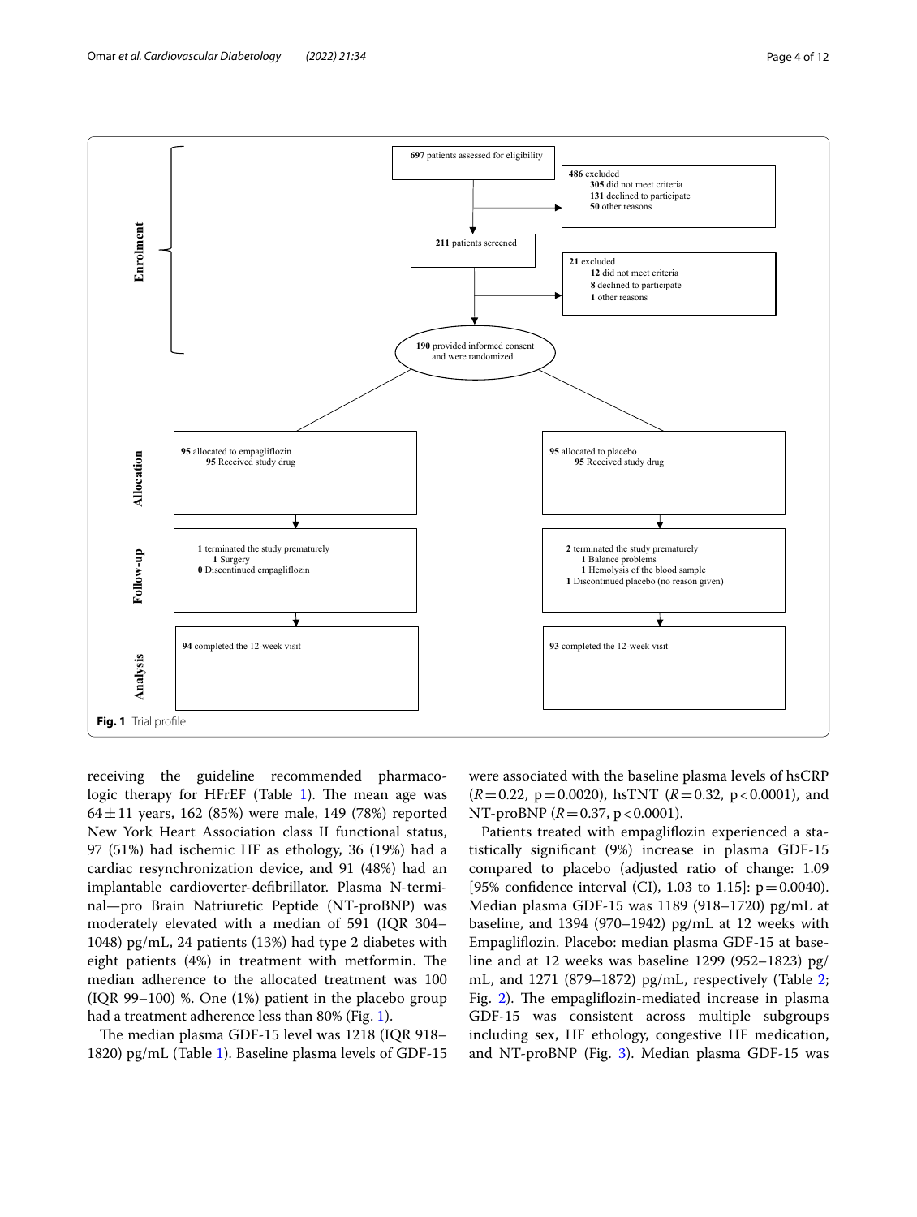697 patients assessed for eligibility

486 excluded
305 did not meet criteria
131 declined to participate
50 other reasons

211 patients screened

21 excluded
12 did not meet criteria
8 declined to participate
1 other reasons

190 provided informed consent and were randomized

Enrolment

Allocation

95 allocated to empagliflozin
95 Received study drug

95 allocated to placebo
95 Received study drug

Follow-up

1 terminated the study prematurely
1 Surgery
0 Discontinued empagliflozin

2 terminated the study prematurely
1 Balance problems
1 Hemolysis of the blood sample
1 Discontinued placebo (no reason given)

Analysis

94 completed the 12-week visit

93 completed the 12-week visit

**Fig. 1** Trial profile

receiving the guideline recommended pharmacologic therapy for HFrEF (Table 1). The mean age was $64 \pm 11$ years, 162 (85%) were male, 149 (78%) reported New York Heart Association class II functional status, 97 (51%) had ischemic HF as ethology, 36 (19%) had a cardiac resynchronization device, and 91 (48%) had an implantable cardioverter-defibrillator. Plasma N-terminal—pro Brain Natriuretic Peptide (NT-proBNP) was moderately elevated with a median of 591 (IQR 304–1048) pg/mL, 24 patients (13%) had type 2 diabetes with eight patients (4%) in treatment with metformin. The median adherence to the allocated treatment was 100 (IQR 99–100) %. One (1%) patient in the placebo group had a treatment adherence less than 80% (Fig. 1).

The median plasma GDF-15 level was 1218 (IQR 918–1820) pg/mL (Table 1). Baseline plasma levels of GDF-15 were associated with the baseline plasma levels of hsCRP ($R = 0.22$, $p = 0.0020$), hsTNT ($R = 0.32$, $p < 0.0001$), and NT-proBNP ($R = 0.37$, $p < 0.0001$).

Patients treated with empagliflozin experienced a statistically significant (9%) increase in plasma GDF-15 compared to placebo (adjusted ratio of change: 1.09 [95% confidence interval (CI), 1.03 to 1.15]: $p = 0.0040$). Median plasma GDF-15 was 1189 (918–1720) pg/mL at baseline, and 1394 (970–1942) pg/mL at 12 weeks with Empagliflozin. Placebo: median plasma GDF-15 at baseline and at 12 weeks was baseline 1299 (952–1823) pg/mL, and 1271 (879–1872) pg/mL, respectively (Table 2; Fig. 2). The empagliflozin-mediated increase in plasma GDF-15 was consistent across multiple subgroups including sex, HF ethology, congestive HF medication, and NT-proBNP (Fig. 3). Median plasma GDF-15 was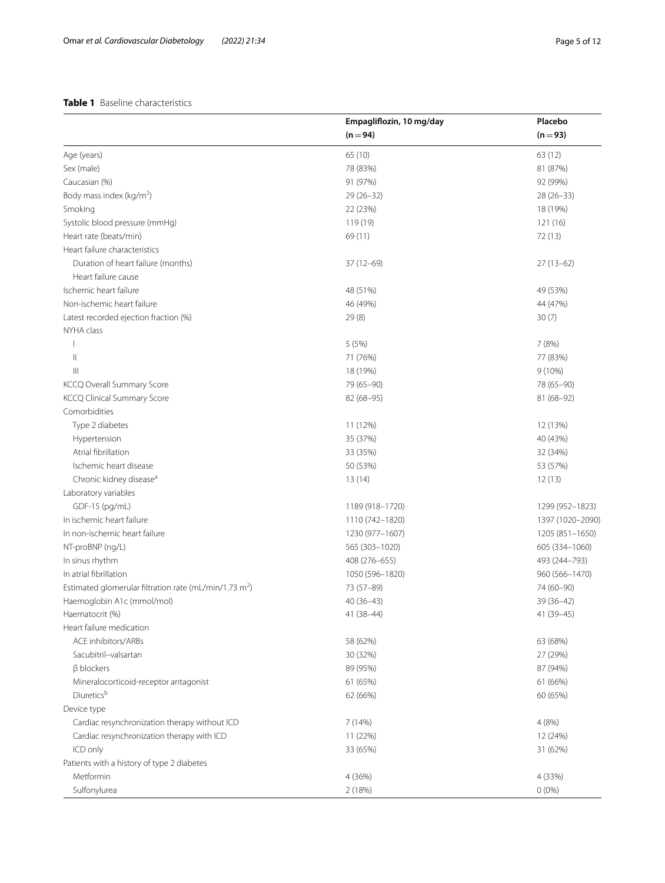**Table 1** Baseline characteristics

| | Empagliflozin, 10 mg/day (n = 94) | Placebo (n = 93) |
|---|---|---|
| Age (years) | 65 (10) | 63 (12) |
| Sex (male) | 78 (83%) | 81 (87%) |
| Caucasian (%) | 91 (97%) | 92 (99%) |
| Body mass index (kg/m$^2$) | 29 (26–32) | 28 (26–33) |
| Smoking | 22 (23%) | 18 (19%) |
| Systolic blood pressure (mmHg) | 119 (19) | 121 (16) |
| Heart rate (beats/min) | 69 (11) | 72 (13) |
| Heart failure characteristics | | |
| Duration of heart failure (months) | 37 (12–69) | 27 (13–62) |
| Heart failure cause | | |
| Ischemic heart failure | 48 (51%) | 49 (53%) |
| Non-ischemic heart failure | 46 (49%) | 44 (47%) |
| Latest recorded ejection fraction (%) | 29 (8) | 30 (7) |
| NYHA class | | |
| I | 5 (5%) | 7 (8%) |
| II | 71 (76%) | 77 (83%) |
| III | 18 (19%) | 9 (10%) |
| KCCQ Overall Summary Score | 79 (65–90) | 78 (65–90) |
| KCCQ Clinical Summary Score | 82 (68–95) | 81 (68–92) |
| Comorbidities | | |
| Type 2 diabetes | 11 (12%) | 12 (13%) |
| Hypertension | 35 (37%) | 40 (43%) |
| Atrial fibrillation | 33 (35%) | 32 (34%) |
| Ischemic heart disease | 50 (53%) | 53 (57%) |
| Chronic kidney disease[a] | 13 (14) | 12 (13) |
| Laboratory variables | | |
| GDF-15 (pg/mL) | 1189 (918–1720) | 1299 (952–1823) |
| In ischemic heart failure | 1110 (742–1820) | 1397 (1020–2090) |
| In non-ischemic heart failure | 1230 (977–1607) | 1205 (851–1650) |
| NT-proBNP (ng/L) | 565 (303–1020) | 605 (334–1060) |
| In sinus rhythm | 408 (276–655) | 493 (244–793) |
| In atrial fibrillation | 1050 (596–1820) | 960 (566–1470) |
| Estimated glomerular filtration rate (mL/min/1.73 m$^2$) | 73 (57–89) | 74 (60–90) |
| Haemoglobin A1c (mmol/mol) | 40 (36–43) | 39 (36–42) |
| Haematocrit (%) | 41 (38–44) | 41 (39–45) |
| Heart failure medication | | |
| ACE inhibitors/ARBs | 58 (62%) | 63 (68%) |
| Sacubitril–valsartan | 30 (32%) | 27 (29%) |
| β blockers | 89 (95%) | 87 (94%) |
| Mineralocorticoid-receptor antagonist | 61 (65%) | 61 (66%) |
| Diuretics[b] | 62 (66%) | 60 (65%) |
| Device type | | |
| Cardiac resynchronization therapy without ICD | 7 (14%) | 4 (8%) |
| Cardiac resynchronization therapy with ICD | 11 (22%) | 12 (24%) |
| ICD only | 33 (65%) | 31 (62%) |
| Patients with a history of type 2 diabetes | | |
| Metformin | 4 (36%) | 4 (33%) |
| Sulfonylurea | 2 (18%) | 0 (0%) |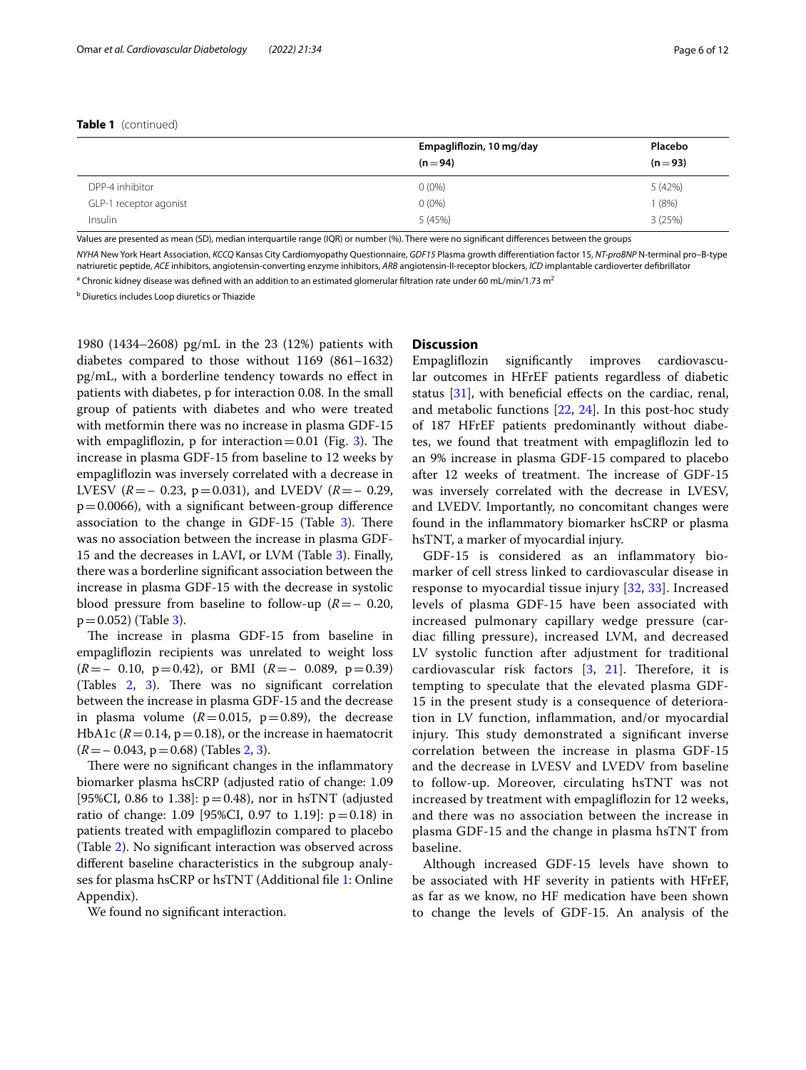**Table 1** (continued)

| | Empagliflozin, 10 mg/day (n = 94) | Placebo (n = 93) |
|---|---|---|
| DPP-4 inhibitor | 0 (0%) | 5 (42%) |
| GLP-1 receptor agonist | 0 (0%) | 1 (8%) |
| Insulin | 5 (45%) | 3 (25%) |

Values are presented as mean (SD), median interquartile range (IQR) or number (%). There were no significant differences between the groups

*NYHA* New York Heart Association, *KCCQ* Kansas City Cardiomyopathy Questionnaire, *GDF15* Plasma growth differentiation factor 15, *NT-proBNP* N-terminal pro–B-type natriuretic peptide, *ACE* inhibitors, angiotensin-converting enzyme inhibitors, *ARB* angiotensin-II-receptor blockers, *ICD* implantable cardioverter defibrillator

[a] Chronic kidney disease was defined with an addition to an estimated glomerular filtration rate under 60 mL/min/1.73 $m^2$

[b] Diuretics includes Loop diuretics or Thiazide

1980 (1434–2608) pg/mL in the 23 (12%) patients with diabetes compared to those without 1169 (861–1632) pg/mL, with a borderline tendency towards no effect in patients with diabetes, p for interaction 0.08. In the small group of patients with diabetes and who were treated with metformin there was no increase in plasma GDF-15 with empagliflozin, p for interaction = 0.01 (Fig. 3). The increase in plasma GDF-15 from baseline to 12 weeks by empagliflozin was inversely correlated with a decrease in LVESV ($R = -0.23$, p = 0.031), and LVEDV ($R = -0.29$, p = 0.0066), with a significant between-group difference association to the change in GDF-15 (Table 3). There was no association between the increase in plasma GDF-15 and the decreases in LAVI, or LVM (Table 3). Finally, there was a borderline significant association between the increase in plasma GDF-15 with the decrease in systolic blood pressure from baseline to follow-up ($R = -0.20$, p = 0.052) (Table 3).

The increase in plasma GDF-15 from baseline in empagliflozin recipients was unrelated to weight loss ($R = -0.10$, p = 0.42), or BMI ($R = -0.089$, p = 0.39) (Tables 2, 3). There was no significant correlation between the increase in plasma GDF-15 and the decrease in plasma volume ($R = 0.015$, p = 0.89), the decrease HbA1c ($R = 0.14$, p = 0.18), or the increase in haematocrit ($R = -0.043$, p = 0.68) (Tables 2, 3).

There were no significant changes in the inflammatory biomarker plasma hsCRP (adjusted ratio of change: 1.09 [95%CI, 0.86 to 1.38]: p = 0.48), nor in hsTNT (adjusted ratio of change: 1.09 [95%CI, 0.97 to 1.19]: p = 0.18) in patients treated with empagliflozin compared to placebo (Table 2). No significant interaction was observed across different baseline characteristics in the subgroup analyses for plasma hsCRP or hsTNT (Additional file 1: Online Appendix).

We found no significant interaction.

## Discussion

Empagliflozin significantly improves cardiovascular outcomes in HFrEF patients regardless of diabetic status [31], with beneficial effects on the cardiac, renal, and metabolic functions [22, 24]. In this post-hoc study of 187 HFrEF patients predominantly without diabetes, we found that treatment with empagliflozin led to an 9% increase in plasma GDF-15 compared to placebo after 12 weeks of treatment. The increase of GDF-15 was inversely correlated with the decrease in LVESV, and LVEDV. Importantly, no concomitant changes were found in the inflammatory biomarker hsCRP or plasma hsTNT, a marker of myocardial injury.

GDF-15 is considered as an inflammatory biomarker of cell stress linked to cardiovascular disease in response to myocardial tissue injury [32, 33]. Increased levels of plasma GDF-15 have been associated with increased pulmonary capillary wedge pressure (cardiac filling pressure), increased LVM, and decreased LV systolic function after adjustment for traditional cardiovascular risk factors [3, 21]. Therefore, it is tempting to speculate that the elevated plasma GDF-15 in the present study is a consequence of deterioration in LV function, inflammation, and/or myocardial injury. This study demonstrated a significant inverse correlation between the increase in plasma GDF-15 and the decrease in LVESV and LVEDV from baseline to follow-up. Moreover, circulating hsTNT was not increased by treatment with empagliflozin for 12 weeks, and there was no association between the increase in plasma GDF-15 and the change in plasma hsTNT from baseline.

Although increased GDF-15 levels have shown to be associated with HF severity in patients with HFrEF, as far as we know, no HF medication have been shown to change the levels of GDF-15. An analysis of the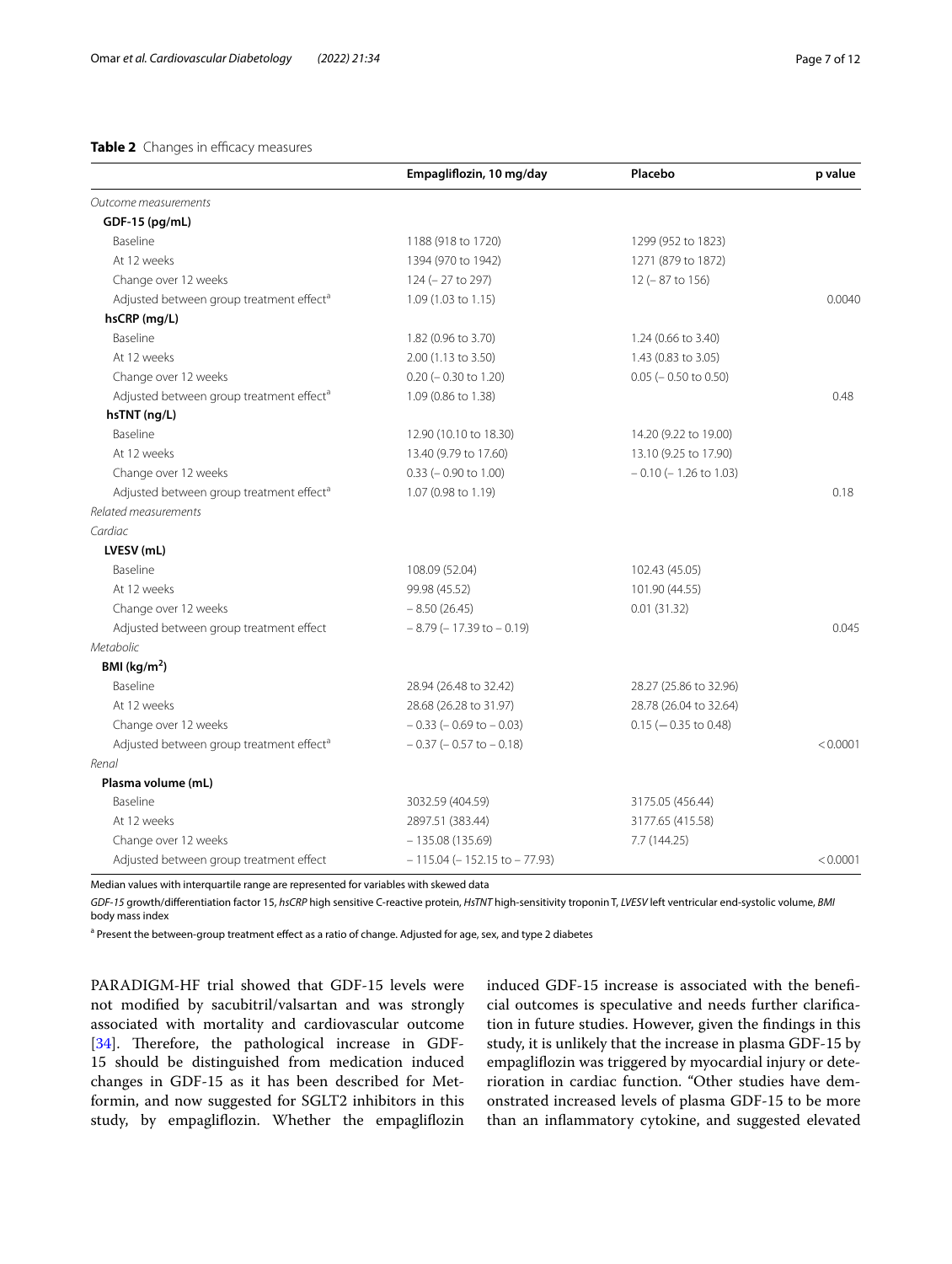**Table 2** Changes in efficacy measures

| | Empagliflozin, 10 mg/day | Placebo | p value |
|---|---|---|---|
| *Outcome measurements* | | | |
| **GDF-15 (pg/mL)** | | | |
| Baseline | 1188 (918 to 1720) | 1299 (952 to 1823) | |
| At 12 weeks | 1394 (970 to 1942) | 1271 (879 to 1872) | |
| Change over 12 weeks | 124 (− 27 to 297) | 12 (− 87 to 156) | |
| Adjusted between group treatment effect[a] | 1.09 (1.03 to 1.15) | | 0.0040 |
| **hsCRP (mg/L)** | | | |
| Baseline | 1.82 (0.96 to 3.70) | 1.24 (0.66 to 3.40) | |
| At 12 weeks | 2.00 (1.13 to 3.50) | 1.43 (0.83 to 3.05) | |
| Change over 12 weeks | 0.20 (− 0.30 to 1.20) | 0.05 (− 0.50 to 0.50) | |
| Adjusted between group treatment effect[a] | 1.09 (0.86 to 1.38) | | 0.48 |
| **hsTNT (ng/L)** | | | |
| Baseline | 12.90 (10.10 to 18.30) | 14.20 (9.22 to 19.00) | |
| At 12 weeks | 13.40 (9.79 to 17.60) | 13.10 (9.25 to 17.90) | |
| Change over 12 weeks | 0.33 (− 0.90 to 1.00) | − 0.10 (− 1.26 to 1.03) | |
| Adjusted between group treatment effect[a] | 1.07 (0.98 to 1.19) | | 0.18 |
| *Related measurements* | | | |
| *Cardiac* | | | |
| **LVESV (mL)** | | | |
| Baseline | 108.09 (52.04) | 102.43 (45.05) | |
| At 12 weeks | 99.98 (45.52) | 101.90 (44.55) | |
| Change over 12 weeks | − 8.50 (26.45) | 0.01 (31.32) | |
| Adjusted between group treatment effect | − 8.79 (− 17.39 to − 0.19) | | 0.045 |
| *Metabolic* | | | |
| **BMI (kg/m$^2$)** | | | |
| Baseline | 28.94 (26.48 to 32.42) | 28.27 (25.86 to 32.96) | |
| At 12 weeks | 28.68 (26.28 to 31.97) | 28.78 (26.04 to 32.64) | |
| Change over 12 weeks | − 0.33 (− 0.69 to − 0.03) | 0.15 (− 0.35 to 0.48) | |
| Adjusted between group treatment effect[a] | − 0.37 (− 0.57 to − 0.18) | | < 0.0001 |
| *Renal* | | | |
| **Plasma volume (mL)** | | | |
| Baseline | 3032.59 (404.59) | 3175.05 (456.44) | |
| At 12 weeks | 2897.51 (383.44) | 3177.65 (415.58) | |
| Change over 12 weeks | − 135.08 (135.69) | 7.7 (144.25) | |
| Adjusted between group treatment effect | − 115.04 (− 152.15 to − 77.93) | | < 0.0001 |

Median values with interquartile range are represented for variables with skewed data

*GDF-15* growth/differentiation factor 15, *hsCRP* high sensitive C-reactive protein, *HsTNT* high-sensitivity troponin T, *LVESV* left ventricular end-systolic volume, *BMI* body mass index

[a] Present the between-group treatment effect as a ratio of change. Adjusted for age, sex, and type 2 diabetes

PARADIGM-HF trial showed that GDF-15 levels were not modified by sacubitril/valsartan and was strongly associated with mortality and cardiovascular outcome [34]. Therefore, the pathological increase in GDF-15 should be distinguished from medication induced changes in GDF-15 as it has been described for Metformin, and now suggested for SGLT2 inhibitors in this study, by empagliflozin. Whether the empagliflozin induced GDF-15 increase is associated with the beneficial outcomes is speculative and needs further clarification in future studies. However, given the findings in this study, it is unlikely that the increase in plasma GDF-15 by empagliflozin was triggered by myocardial injury or deterioration in cardiac function. "Other studies have demonstrated increased levels of plasma GDF-15 to be more than an inflammatory cytokine, and suggested elevated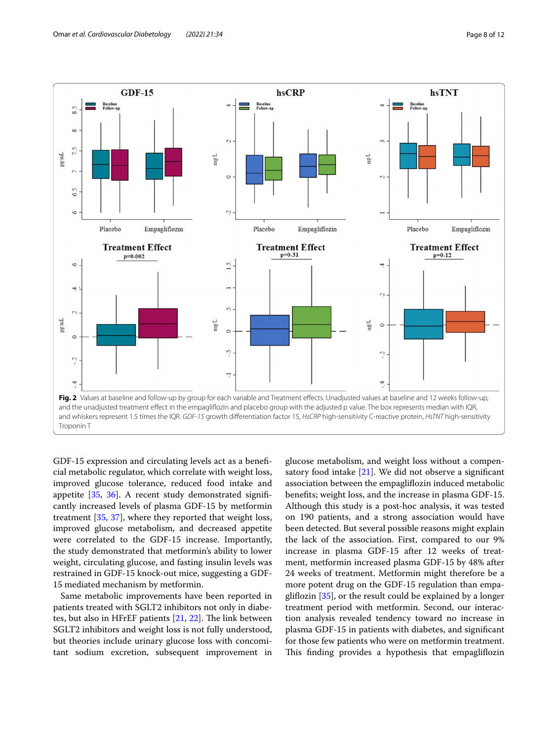GDF-15

Baseline
Follow-up

pg/mL

8.5
8
7.5
7
6.5
6

Placebo
Empagliflozin

hsCRP

Baseline
Follow-up

mg/L

4
2
0
-2

Placebo
Empagliflozin

hsTNT

Baseline
Follow-up

ng/L

4
3
2
1

Placebo
Empagliflozin

Treatment Effect

p=0.002

pg/mL

.6
.4
.2
0
-.2
-.4

Treatment Effect

p=0.31

mg/L

1.5
1
.5
0
-.5
-1

Treatment Effect

p=0.12

ng/L

.4
.2
0
-.2
-.4

**Fig. 2** Values at baseline and follow-up by group for each variable and Treatment effects. Unadjusted values at baseline and 12 weeks follow-up, and the unadjusted treatment effect in the empagliflozin and placebo group with the adjusted p value. The box represents median with IQR, and whiskers represent 1.5 times the IQR. *GDF-15* growth differentiation factor 15, *HsCRP* high-sensitivity C-reactive protein, *HsTNT* high-sensitivity Troponin T

GDF-15 expression and circulating levels act as a beneficial metabolic regulator, which correlate with weight loss, improved glucose tolerance, reduced food intake and appetite [35, 36]. A recent study demonstrated significantly increased levels of plasma GDF-15 by metformin treatment [35, 37], where they reported that weight loss, improved glucose metabolism, and decreased appetite were correlated to the GDF-15 increase. Importantly, the study demonstrated that metformin's ability to lower weight, circulating glucose, and fasting insulin levels was restrained in GDF-15 knock-out mice, suggesting a GDF-15 mediated mechanism by metformin.

Same metabolic improvements have been reported in patients treated with SGLT2 inhibitors not only in diabetes, but also in HFrEF patients [21, 22]. The link between SGLT2 inhibitors and weight loss is not fully understood, but theories include urinary glucose loss with concomitant sodium excretion, subsequent improvement in glucose metabolism, and weight loss without a compensatory food intake [21]. We did not observe a significant association between the empagliflozin induced metabolic benefits; weight loss, and the increase in plasma GDF-15. Although this study is a post-hoc analysis, it was tested on 190 patients, and a strong association would have been detected. But several possible reasons might explain the lack of the association. First, compared to our 9% increase in plasma GDF-15 after 12 weeks of treatment, metformin increased plasma GDF-15 by 48% after 24 weeks of treatment. Metformin might therefore be a more potent drug on the GDF-15 regulation than empagliflozin [35], or the result could be explained by a longer treatment period with metformin. Second, our interaction analysis revealed tendency toward no increase in plasma GDF-15 in patients with diabetes, and significant for those few patients who were on metformin treatment. This finding provides a hypothesis that empagliflozin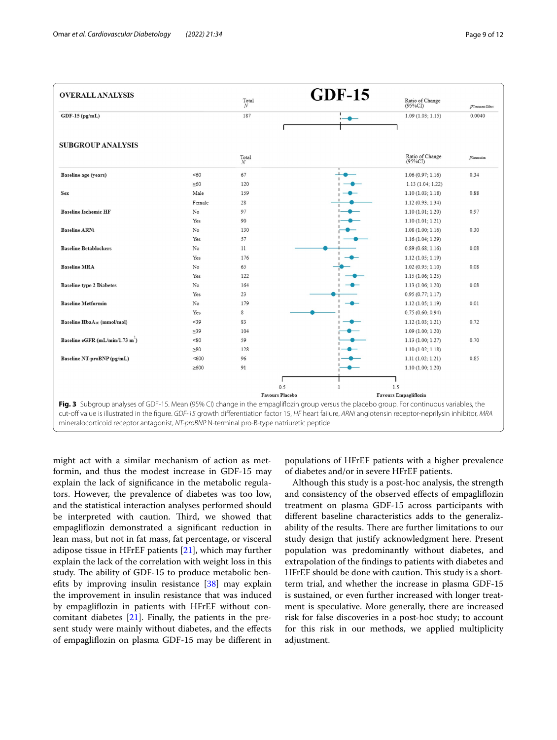OVERALL ANALYSIS

GDF-15

Total N

Ratio of Change (95%CI)

$P_{Treatment\ Effect}$

GDF-15 (pg/mL) 187 1.09 (1.03; 1.15) 0.0040

SUBGROUP ANALYSIS

Total N

Ratio of Change (95%CI)

$P_{Interaction}$

Baseline age (years) <60 67 1.06 (0.97; 1.16) 0.34

≥60 120 1.13 (1.04; 1.22)

Sex Male 159 1.10 (1.03; 1.18) 0.88

Female 28 1.12 (0.93; 1.34)

Baseline Ischemic HF No 97 1.10 (1.01; 1.20) 0.97

Yes 90 1.10 (1.01; 1.21)

Baseline ARNi No 130 1.08 (1.00; 1.16) 0.30

Yes 57 1.16 (1.04; 1.29)

Baseline Betablockers No 11 0.89 (0.68; 1.16) 0.08

Yes 176 1.12 (1.05; 1.19)

Baseline MRA No 65 1.02 (0.95; 1.10) 0.08

Yes 122 1.15 (1.06; 1.25)

Baseline type 2 Diabetes No 164 1.13 (1.06; 1.20) 0.08

Yes 23 0.95 (0.77; 1.17)

Baseline Metformin No 179 1.12 (1.05; 1.19) 0.01

Yes 8 0.75 (0.60; 0.94)

Baseline $HbA_{1c}$ (mmol/mol) <39 83 1.12 (1.03; 1.21) 0.72

≥39 104 1.09 (1.00; 1.20)

Baseline eGFR (mL/min/1.73 $m^2$) <80 59 1.13 (1.00; 1.27) 0.70

≥80 128 1.10 (1.02; 1.18)

Baseline NT-proBNP (pg/mL) <600 96 1.11 (1.02; 1.21) 0.85

≥600 91 1.10 (1.00; 1.20)

0.5 1 1.5

Favours Placebo Favours Empagliflozin

**Fig. 3** Subgroup analyses of GDF-15. Mean (95% CI) change in the empagliflozin group versus the placebo group. For continuous variables, the cut-off value is illustrated in the figure. *GDF-15* growth differentiation factor 15, *HF* heart failure, *ARNi* angiotensin receptor-neprilysin inhibitor, *MRA* mineralocorticoid receptor antagonist, *NT-proBNP* N-terminal pro-B-type natriuretic peptide

might act with a similar mechanism of action as metformin, and thus the modest increase in GDF-15 may explain the lack of significance in the metabolic regulators. However, the prevalence of diabetes was too low, and the statistical interaction analyses performed should be interpreted with caution. Third, we showed that empagliflozin demonstrated a significant reduction in lean mass, but not in fat mass, fat percentage, or visceral adipose tissue in HFrEF patients [21], which may further explain the lack of the correlation with weight loss in this study. The ability of GDF-15 to produce metabolic benefits by improving insulin resistance [38] may explain the improvement in insulin resistance that was induced by empagliflozin in patients with HFrEF without concomitant diabetes [21]. Finally, the patients in the present study were mainly without diabetes, and the effects of empagliflozin on plasma GDF-15 may be different in populations of HFrEF patients with a higher prevalence of diabetes and/or in severe HFrEF patients.

Although this study is a post-hoc analysis, the strength and consistency of the observed effects of empagliflozin treatment on plasma GDF-15 across participants with different baseline characteristics adds to the generalizability of the results. There are further limitations to our study design that justify acknowledgment here. Present population was predominantly without diabetes, and extrapolation of the findings to patients with diabetes and HFrEF should be done with caution. This study is a short-term trial, and whether the increase in plasma GDF-15 is sustained, or even further increased with longer treatment is speculative. More generally, there are increased risk for false discoveries in a post-hoc study; to account for this risk in our methods, we applied multiplicity adjustment.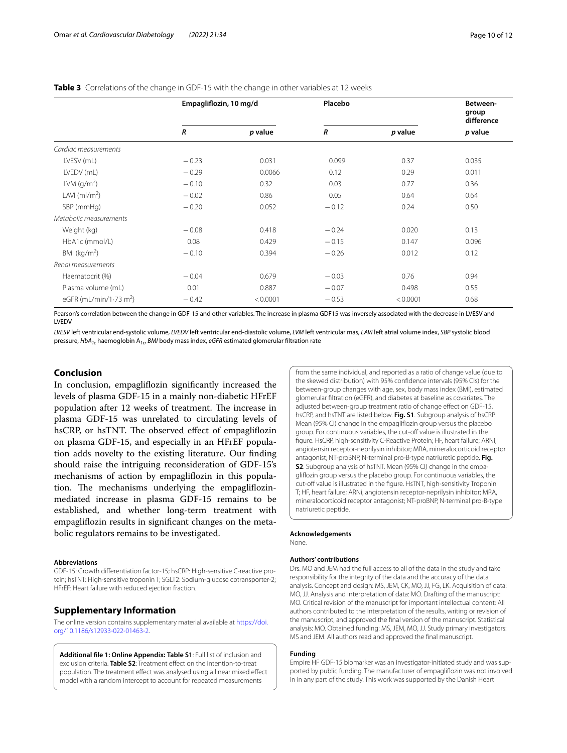**Table 3** Correlations of the change in GDF-15 with the change in other variables at 12 weeks

| | Empagliflozin, 10 mg/d | | Placebo | | Between-group difference |
|---|---|---|---|---|---|
| | *R* | *p* value | *R* | *p* value | *p* value |
| *Cardiac measurements* | | | | | |
| LVESV (mL) | −0.23 | 0.031 | 0.099 | 0.37 | 0.035 |
| LVEDV (mL) | −0.29 | 0.0066 | 0.12 | 0.29 | 0.011 |
| LVM (g/m$^2$) | −0.10 | 0.32 | 0.03 | 0.77 | 0.36 |
| LAVI (ml/m$^2$) | −0.02 | 0.86 | 0.05 | 0.64 | 0.64 |
| SBP (mmHg) | −0.20 | 0.052 | −0.12 | 0.24 | 0.50 |
| *Metabolic measurements* | | | | | |
| Weight (kg) | −0.08 | 0.418 | −0.24 | 0.020 | 0.13 |
| HbA1c (mmol/L) | 0.08 | 0.429 | −0.15 | 0.147 | 0.096 |
| BMI (kg/m$^2$) | −0.10 | 0.394 | −0.26 | 0.012 | 0.12 |
| *Renal measurements* | | | | | |
| Haematocrit (%) | −0.04 | 0.679 | −0.03 | 0.76 | 0.94 |
| Plasma volume (mL) | 0.01 | 0.887 | −0.07 | 0.498 | 0.55 |
| eGFR (mL/min/1·73 m$^2$) | −0.42 | < 0.0001 | −0.53 | < 0.0001 | 0.68 |

Pearson's correlation between the change in GDF-15 and other variables. The increase in plasma GDF15 was inversely associated with the decrease in LVESV and LVEDV

*LVESV* left ventricular end-systolic volume, *LVEDV* left ventricular end-diastolic volume, *LVM* left ventricular mas, *LAVi* left atrial volume index, *SBP* systolic blood pressure, *HbA$_{1c}$* haemoglobin A$_{1c}$, *BMI* body mass index, *eGFR* estimated glomerular filtration rate

## Conclusion

In conclusion, empagliflozin significantly increased the levels of plasma GDF-15 in a mainly non-diabetic HFrEF population after 12 weeks of treatment. The increase in plasma GDF-15 was unrelated to circulating levels of hsCRP, or hsTNT. The observed effect of empagliflozin on plasma GDF-15, and especially in an HFrEF population adds novelty to the existing literature. Our finding should raise the intriguing reconsideration of GDF-15's mechanisms of action by empagliflozin in this population. The mechanisms underlying the empagliflozin-mediated increase in plasma GDF-15 remains to be established, and whether long-term treatment with empagliflozin results in significant changes on the metabolic regulators remains to be investigated.

#### Abbreviations

GDF-15: Growth differentiation factor-15; hsCRP: High-sensitive C-reactive protein; hsTNT: High-sensitive troponin T; SGLT2: Sodium-glucose cotransporter-2; HFrEF: Heart failure with reduced ejection fraction.

## Supplementary Information

The online version contains supplementary material available at https://doi.org/10.1186/s12933-022-01463-2.

**Additional file 1: Online Appendix: Table S1**: Full list of inclusion and exclusion criteria. **Table S2**: Treatment effect on the intention-to-treat population. The treatment effect was analysed using a linear mixed effect model with a random intercept to account for repeated measurements from the same individual, and reported as a ratio of change value (due to the skewed distribution) with 95% confidence intervals (95% CIs) for the between-group changes with age, sex, body mass index (BMI), estimated glomerular filtration (eGFR), and diabetes at baseline as covariates. The adjusted between-group treatment ratio of change effect on GDF-15, hsCRP, and hsTNT are listed below. **Fig. S1**. Subgroup analysis of hsCRP. Mean (95% CI) change in the empagliflozin group versus the placebo group. For continuous variables, the cut-off value is illustrated in the figure. HsCRP, high-sensitivity C-Reactive Protein; HF, heart failure; ARNi, angiotensin receptor-neprilysin inhibitor; MRA, mineralocorticoid receptor antagonist; NT-proBNP, N-terminal pro-B-type natriuretic peptide. **Fig. S2**. Subgroup analysis of hsTNT. Mean (95% CI) change in the empagliflozin group versus the placebo group. For continuous variables, the cut-off value is illustrated in the figure. HsTNT, high-sensitivity Troponin T; HF, heart failure; ARNi, angiotensin receptor-neprilysin inhibitor; MRA, mineralocorticoid receptor antagonist; NT-proBNP, N-terminal pro-B-type natriuretic peptide.

#### Acknowledgements

None.

#### Authors' contributions

Drs. MO and JEM had the full access to all of the data in the study and take responsibility for the integrity of the data and the accuracy of the data analysis. Concept and design: MS, JEM, CK, MO, JJ, FG, LK. Acquisition of data: MO, JJ. Analysis and interpretation of data: MO. Drafting of the manuscript: MO. Critical revision of the manuscript for important intellectual content: All authors contributed to the interpretation of the results, writing or revision of the manuscript, and approved the final version of the manuscript. Statistical analysis: MO. Obtained funding: MS, JEM, MO, JJ. Study primary investigators: MS and JEM. All authors read and approved the final manuscript.

#### Funding

Empire HF GDF-15 biomarker was an investigator-initiated study and was supported by public funding. The manufacturer of empagliflozin was not involved in in any part of the study. This work was supported by the Danish Heart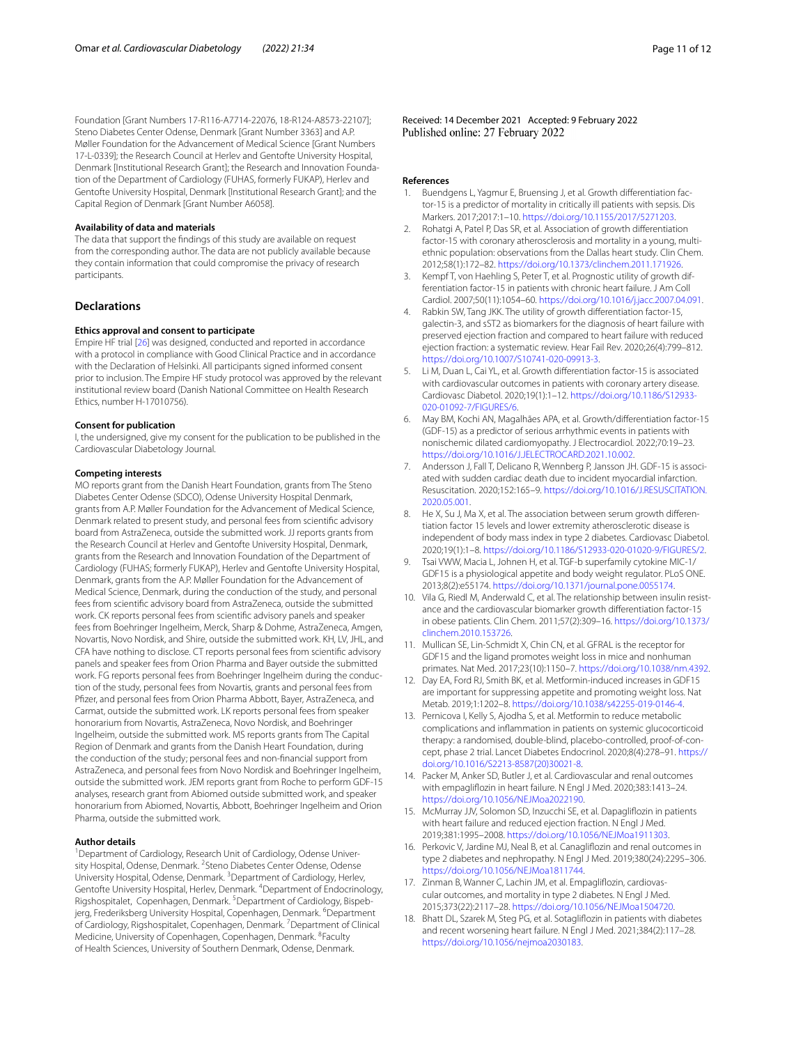Foundation [Grant Numbers 17-R116-A7714-22076, 18-R124-A8573-22107]; Steno Diabetes Center Odense, Denmark [Grant Number 3363] and A.P. Møller Foundation for the Advancement of Medical Science [Grant Numbers 17-L-0339]; the Research Council at Herlev and Gentofte University Hospital, Denmark [Institutional Research Grant]; the Research and Innovation Foundation of the Department of Cardiology (FUHAS, formerly FUKAP), Herlev and Gentofte University Hospital, Denmark [Institutional Research Grant]; and the Capital Region of Denmark [Grant Number A6058].

#### Availability of data and materials

The data that support the findings of this study are available on request from the corresponding author. The data are not publicly available because they contain information that could compromise the privacy of research participants.

## Declarations

#### Ethics approval and consent to participate

Empire HF trial [26] was designed, conducted and reported in accordance with a protocol in compliance with Good Clinical Practice and in accordance with the Declaration of Helsinki. All participants signed informed consent prior to inclusion. The Empire HF study protocol was approved by the relevant institutional review board (Danish National Committee on Health Research Ethics, number H-17010756).

#### Consent for publication

I, the undersigned, give my consent for the publication to be published in the Cardiovascular Diabetology Journal.

#### Competing interests

MO reports grant from the Danish Heart Foundation, grants from The Steno Diabetes Center Odense (SDCO), Odense University Hospital Denmark, grants from A.P. Møller Foundation for the Advancement of Medical Science, Denmark related to present study, and personal fees from scientific advisory board from AstraZeneca, outside the submitted work. JJ reports grants from the Research Council at Herlev and Gentofte University Hospital, Denmark, grants from the Research and Innovation Foundation of the Department of Cardiology (FUHAS; formerly FUKAP), Herlev and Gentofte University Hospital, Denmark, grants from the A.P. Møller Foundation for the Advancement of Medical Science, Denmark, during the conduction of the study, and personal fees from scientific advisory board from AstraZeneca, outside the submitted work. CK reports personal fees from scientific advisory panels and speaker fees from Boehringer Ingelheim, Merck, Sharp & Dohme, AstraZeneca, Amgen, Novartis, Novo Nordisk, and Shire, outside the submitted work. KH, LV, JHL, and CFA have nothing to disclose. CT reports personal fees from scientific advisory panels and speaker fees from Orion Pharma and Bayer outside the submitted work. FG reports personal fees from Boehringer Ingelheim during the conduction of the study, personal fees from Novartis, grants and personal fees from Pfizer, and personal fees from Orion Pharma Abbott, Bayer, AstraZeneca, and Carmat, outside the submitted work. LK reports personal fees from speaker honorarium from Novartis, AstraZeneca, Novo Nordisk, and Boehringer Ingelheim, outside the submitted work. MS reports grants from The Capital Region of Denmark and grants from the Danish Heart Foundation, during the conduction of the study; personal fees and non-financial support from AstraZeneca, and personal fees from Novo Nordisk and Boehringer Ingelheim, outside the submitted work. JEM reports grant from Roche to perform GDF-15 analyses, research grant from Abiomed outside submitted work, and speaker honorarium from Abiomed, Novartis, Abbott, Boehringer Ingelheim and Orion Pharma, outside the submitted work.

#### Author details

[1]Department of Cardiology, Research Unit of Cardiology, Odense University Hospital, Odense, Denmark. [2]Steno Diabetes Center Odense, Odense University Hospital, Odense, Denmark. [3]Department of Cardiology, Herlev, Gentofte University Hospital, Herlev, Denmark. [4]Department of Endocrinology, Rigshospitalet, Copenhagen, Denmark. [5]Department of Cardiology, Bispebjerg, Frederiksberg University Hospital, Copenhagen, Denmark. [6]Department of Cardiology, Rigshospitalet, Copenhagen, Denmark. [7]Department of Clinical Medicine, University of Copenhagen, Copenhagen, Denmark. [8]Faculty of Health Sciences, University of Southern Denmark, Odense, Denmark.

Received: 14 December 2021 Accepted: 9 February 2022
Published online: 27 February 2022

#### References

1. Buendgens L, Yagmur E, Bruensing J, et al. Growth differentiation factor-15 is a predictor of mortality in critically ill patients with sepsis. Dis Markers. 2017;2017:1–10. https://doi.org/10.1155/2017/5271203.
2. Rohatgi A, Patel P, Das SR, et al. Association of growth differentiation factor-15 with coronary atherosclerosis and mortality in a young, multiethnic population: observations from the Dallas heart study. Clin Chem. 2012;58(1):172–82. https://doi.org/10.1373/clinchem.2011.171926.
3. Kempf T, von Haehling S, Peter T, et al. Prognostic utility of growth differentiation factor-15 in patients with chronic heart failure. J Am Coll Cardiol. 2007;50(11):1054–60. https://doi.org/10.1016/j.jacc.2007.04.091.
4. Rabkin SW, Tang JKK. The utility of growth differentiation factor-15, galectin-3, and sST2 as biomarkers for the diagnosis of heart failure with preserved ejection fraction and compared to heart failure with reduced ejection fraction: a systematic review. Hear Fail Rev. 2020;26(4):799–812. https://doi.org/10.1007/S10741-020-09913-3.
5. Li M, Duan L, Cai YL, et al. Growth differentiation factor-15 is associated with cardiovascular outcomes in patients with coronary artery disease. Cardiovasc Diabetol. 2020;19(1):1–12. https://doi.org/10.1186/S12933-020-01092-7/FIGURES/6.
6. May BM, Kochi AN, Magalhães APA, et al. Growth/differentiation factor-15 (GDF-15) as a predictor of serious arrhythmic events in patients with nonischemic dilated cardiomyopathy. J Electrocardiol. 2022;70:19–23. https://doi.org/10.1016/J.JELECTROCARD.2021.10.002.
7. Andersson J, Fall T, Delicano R, Wennberg P, Jansson JH. GDF-15 is associated with sudden cardiac death due to incident myocardial infarction. Resuscitation. 2020;152:165–9. https://doi.org/10.1016/J.RESUSCITATION.2020.05.001.
8. He X, Su J, Ma X, et al. The association between serum growth differentiation factor 15 levels and lower extremity atherosclerotic disease is independent of body mass index in type 2 diabetes. Cardiovasc Diabetol. 2020;19(1):1–8. https://doi.org/10.1186/S12933-020-01020-9/FIGURES/2.
9. Tsai VWW, Macia L, Johnen H, et al. TGF-b superfamily cytokine MIC-1/GDF15 is a physiological appetite and body weight regulator. PLoS ONE. 2013;8(2):e55174. https://doi.org/10.1371/journal.pone.0055174.
10. Vila G, Riedl M, Anderwald C, et al. The relationship between insulin resistance and the cardiovascular biomarker growth differentiation factor-15 in obese patients. Clin Chem. 2011;57(2):309–16. https://doi.org/10.1373/clinchem.2010.153726.
11. Mullican SE, Lin-Schmidt X, Chin CN, et al. GFRAL is the receptor for GDF15 and the ligand promotes weight loss in mice and nonhuman primates. Nat Med. 2017;23(10):1150–7. https://doi.org/10.1038/nm.4392.
12. Day EA, Ford RJ, Smith BK, et al. Metformin-induced increases in GDF15 are important for suppressing appetite and promoting weight loss. Nat Metab. 2019;1:1202–8. https://doi.org/10.1038/s42255-019-0146-4.
13. Pernicova I, Kelly S, Ajodha S, et al. Metformin to reduce metabolic complications and inflammation in patients on systemic glucocorticoid therapy: a randomised, double-blind, placebo-controlled, proof-of-concept, phase 2 trial. Lancet Diabetes Endocrinol. 2020;8(4):278–91. https://doi.org/10.1016/S2213-8587(20)30021-8.
14. Packer M, Anker SD, Butler J, et al. Cardiovascular and renal outcomes with empagliflozin in heart failure. N Engl J Med. 2020;383:1413–24. https://doi.org/10.1056/NEJMoa2022190.
15. McMurray JJV, Solomon SD, Inzucchi SE, et al. Dapagliflozin in patients with heart failure and reduced ejection fraction. N Engl J Med. 2019;381:1995–2008. https://doi.org/10.1056/NEJMoa1911303.
16. Perkovic V, Jardine MJ, Neal B, et al. Canagliflozin and renal outcomes in type 2 diabetes and nephropathy. N Engl J Med. 2019;380(24):2295–306. https://doi.org/10.1056/NEJMoa1811744.
17. Zinman B, Wanner C, Lachin JM, et al. Empagliflozin, cardiovascular outcomes, and mortality in type 2 diabetes. N Engl J Med. 2015;373(22):2117–28. https://doi.org/10.1056/NEJMoa1504720.
18. Bhatt DL, Szarek M, Steg PG, et al. Sotagliflozin in patients with diabetes and recent worsening heart failure. N Engl J Med. 2021;384(2):117–28. https://doi.org/10.1056/nejmoa2030183.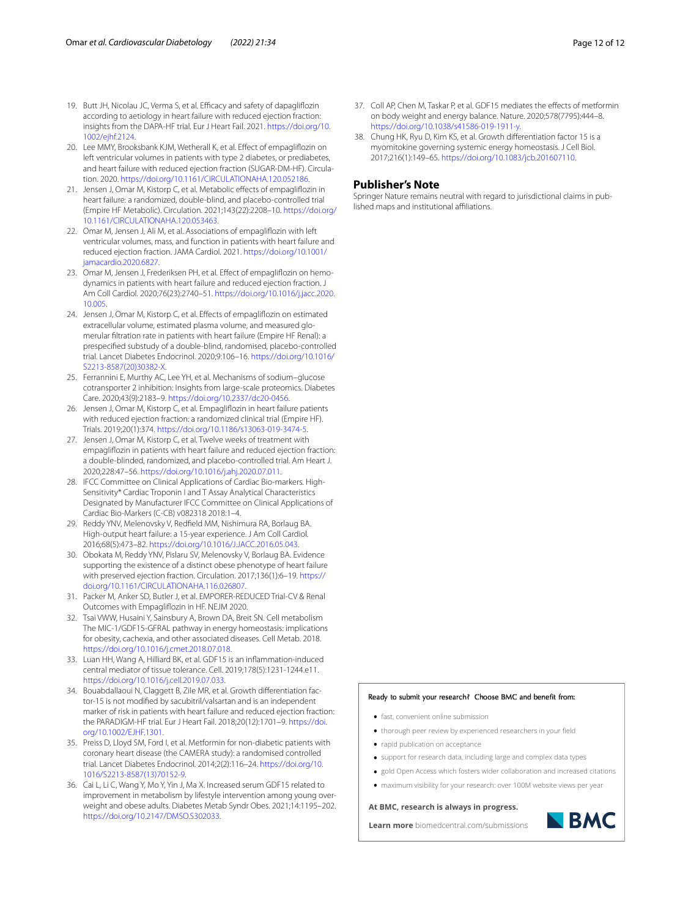19. Butt JH, Nicolau JC, Verma S, et al. Efficacy and safety of dapagliflozin according to aetiology in heart failure with reduced ejection fraction: insights from the DAPA-HF trial. Eur J Heart Fail. 2021. https://doi.org/10.1002/ejhf.2124.
20. Lee MMY, Brooksbank KJM, Wetherall K, et al. Effect of empagliflozin on left ventricular volumes in patients with type 2 diabetes, or prediabetes, and heart failure with reduced ejection fraction (SUGAR-DM-HF). Circulation. 2020. https://doi.org/10.1161/CIRCULATIONAHA.120.052186.
21. Jensen J, Omar M, Kistorp C, et al. Metabolic effects of empagliflozin in heart failure: a randomized, double-blind, and placebo-controlled trial (Empire HF Metabolic). Circulation. 2021;143(22):2208–10. https://doi.org/10.1161/CIRCULATIONAHA.120.053463.
22. Omar M, Jensen J, Ali M, et al. Associations of empagliflozin with left ventricular volumes, mass, and function in patients with heart failure and reduced ejection fraction. JAMA Cardiol. 2021. https://doi.org/10.1001/jamacardio.2020.6827.
23. Omar M, Jensen J, Frederiksen PH, et al. Effect of empagliflozin on hemodynamics in patients with heart failure and reduced ejection fraction. J Am Coll Cardiol. 2020;76(23):2740–51. https://doi.org/10.1016/j.jacc.2020.10.005.
24. Jensen J, Omar M, Kistorp C, et al. Effects of empagliflozin on estimated extracellular volume, estimated plasma volume, and measured glomerular filtration rate in patients with heart failure (Empire HF Renal): a prespecified substudy of a double-blind, randomised, placebo-controlled trial. Lancet Diabetes Endocrinol. 2020;9:106–16. https://doi.org/10.1016/S2213-8587(20)30382-X.
25. Ferrannini E, Murthy AC, Lee YH, et al. Mechanisms of sodium–glucose cotransporter 2 inhibition: Insights from large-scale proteomics. Diabetes Care. 2020;43(9):2183–9. https://doi.org/10.2337/dc20-0456.
26. Jensen J, Omar M, Kistorp C, et al. Empagliflozin in heart failure patients with reduced ejection fraction: a randomized clinical trial (Empire HF). Trials. 2019;20(1):374. https://doi.org/10.1186/s13063-019-3474-5.
27. Jensen J, Omar M, Kistorp C, et al. Twelve weeks of treatment with empagliflozin in patients with heart failure and reduced ejection fraction: a double-blinded, randomized, and placebo-controlled trial. Am Heart J. 2020;228:47–56. https://doi.org/10.1016/j.ahj.2020.07.011.
28. IFCC Committee on Clinical Applications of Cardiac Bio-markers. High-Sensitivity* Cardiac Troponin I and T Assay Analytical Characteristics Designated by Manufacturer IFCC Committee on Clinical Applications of Cardiac Bio-Markers (C-CB) v082318 2018:1–4.
29. Reddy YNV, Melenovsky V, Redfield MM, Nishimura RA, Borlaug BA. High-output heart failure: a 15-year experience. J Am Coll Cardiol. 2016;68(5):473–82. https://doi.org/10.1016/J.JACC.2016.05.043.
30. Obokata M, Reddy YNV, Pislaru SV, Melenovsky V, Borlaug BA. Evidence supporting the existence of a distinct obese phenotype of heart failure with preserved ejection fraction. Circulation. 2017;136(1):6–19. https://doi.org/10.1161/CIRCULATIONAHA.116.026807.
31. Packer M, Anker SD, Butler J, et al. EMPORER-REDUCED Trial-CV & Renal Outcomes with Empagliflozin in HF. NEJM 2020.
32. Tsai VWW, Husaini Y, Sainsbury A, Brown DA, Breit SN. Cell metabolism The MIC-1/GDF15-GFRAL pathway in energy homeostasis: implications for obesity, cachexia, and other associated diseases. Cell Metab. 2018. https://doi.org/10.1016/j.cmet.2018.07.018.
33. Luan HH, Wang A, Hilliard BK, et al. GDF15 is an inflammation-induced central mediator of tissue tolerance. Cell. 2019;178(5):1231-1244.e11. https://doi.org/10.1016/j.cell.2019.07.033.
34. Bouabdallaoui N, Claggett B, Zile MR, et al. Growth differentiation factor-15 is not modified by sacubitril/valsartan and is an independent marker of risk in patients with heart failure and reduced ejection fraction: the PARADIGM-HF trial. Eur J Heart Fail. 2018;20(12):1701–9. https://doi.org/10.1002/EJHF.1301.
35. Preiss D, Lloyd SM, Ford I, et al. Metformin for non-diabetic patients with coronary heart disease (the CAMERA study): a randomised controlled trial. Lancet Diabetes Endocrinol. 2014;2(2):116–24. https://doi.org/10.1016/S2213-8587(13)70152-9.
36. Cai L, Li C, Wang Y, Mo Y, Yin J, Ma X. Increased serum GDF15 related to improvement in metabolism by lifestyle intervention among young overweight and obese adults. Diabetes Metab Syndr Obes. 2021;14:1195–202. https://doi.org/10.2147/DMSO.S302033.
37. Coll AP, Chen M, Taskar P, et al. GDF15 mediates the effects of metformin on body weight and energy balance. Nature. 2020;578(7795):444–8. https://doi.org/10.1038/s41586-019-1911-y.
38. Chung HK, Ryu D, Kim KS, et al. Growth differentiation factor 15 is a myomitokine governing systemic energy homeostasis. J Cell Biol. 2017;216(1):149–65. https://doi.org/10.1083/jcb.201607110.

## Publisher's Note

Springer Nature remains neutral with regard to jurisdictional claims in published maps and institutional affiliations.

Ready to submit your research? Choose BMC and benefit from:

- fast, convenient online submission
- thorough peer review by experienced researchers in your field
- rapid publication on acceptance
- support for research data, including large and complex data types
- gold Open Access which fosters wider collaboration and increased citations
- maximum visibility for your research: over 100M website views per year

**At BMC, research is always in progress.**

**Learn more** biomedcentral.com/submissions

BMC